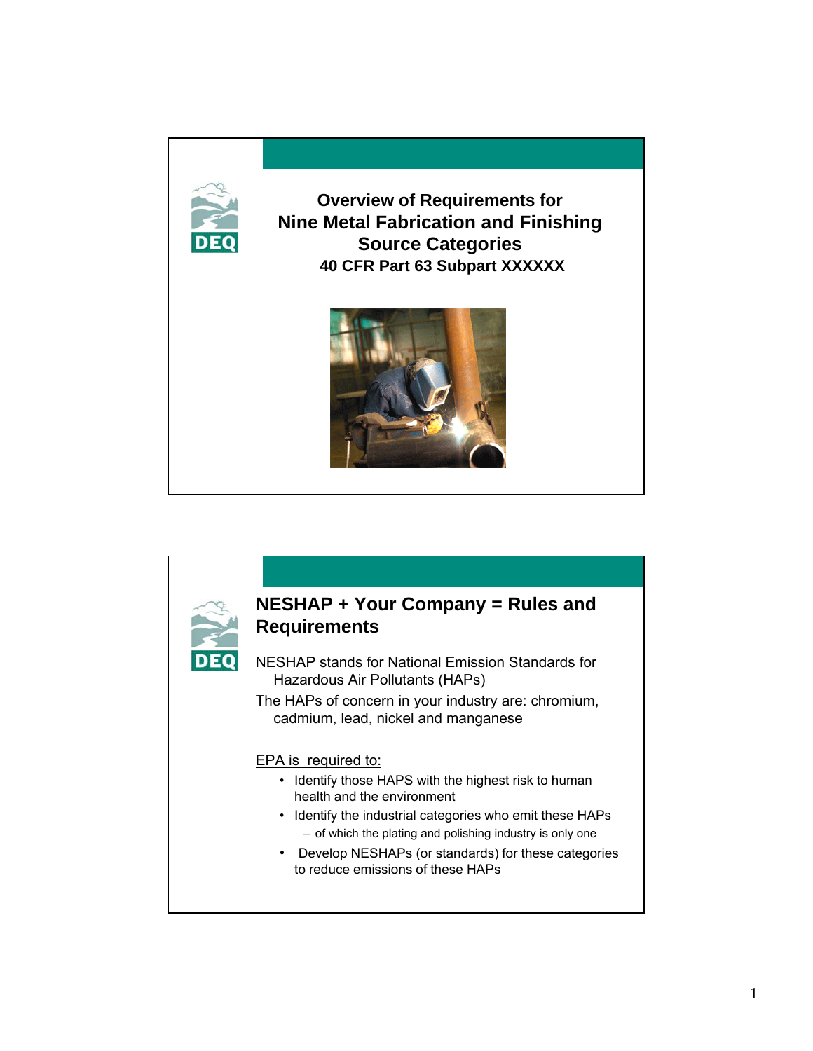## Overview of Requirements for Nine Metal Fabrication and Finishing Source Categories

**40 CFR Part 63 Subpart XXXXXX**

## NESHAP + Your Company = Rules and Requirements

NESHAP stands for National Emission Standards for Hazardous Air Pollutants (HAPs)

The HAPs of concern in your industry are: chromium, cadmium, lead, nickel and manganese

EPA is required to:

- Identify those HAPS with the highest risk to human health and the environment
- Identify the industrial categories who emit these HAPs
  - of which the plating and polishing industry is only one
- Develop NESHAPs (or standards) for these categories to reduce emissions of these HAPs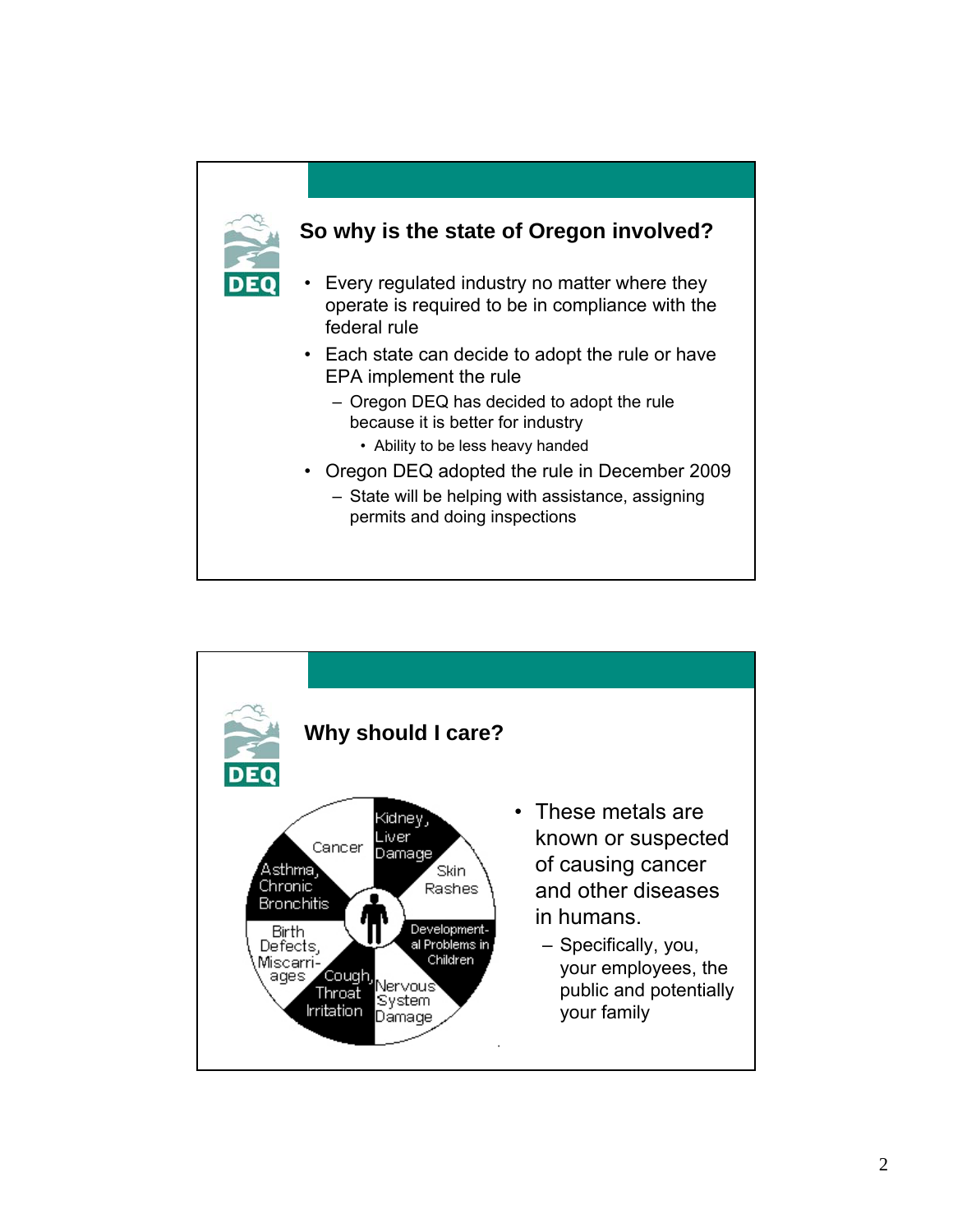## So why is the state of Oregon involved?

- Every regulated industry no matter where they operate is required to be in compliance with the federal rule
- Each state can decide to adopt the rule or have EPA implement the rule
  - Oregon DEQ has decided to adopt the rule because it is better for industry
    - Ability to be less heavy handed
- Oregon DEQ adopted the rule in December 2009
  - State will be helping with assistance, assigning permits and doing inspections

## Why should I care?

Kidney, Liver Damage · Skin Rashes · Developmental Problems in Children · Nervous System Damage · Cough, Throat Irritation · Birth Defects, Miscarriages · Asthma, Chronic Bronchitis · Cancer

- These metals are known or suspected of causing cancer and other diseases in humans.
  - Specifically, you, your employees, the public and potentially your family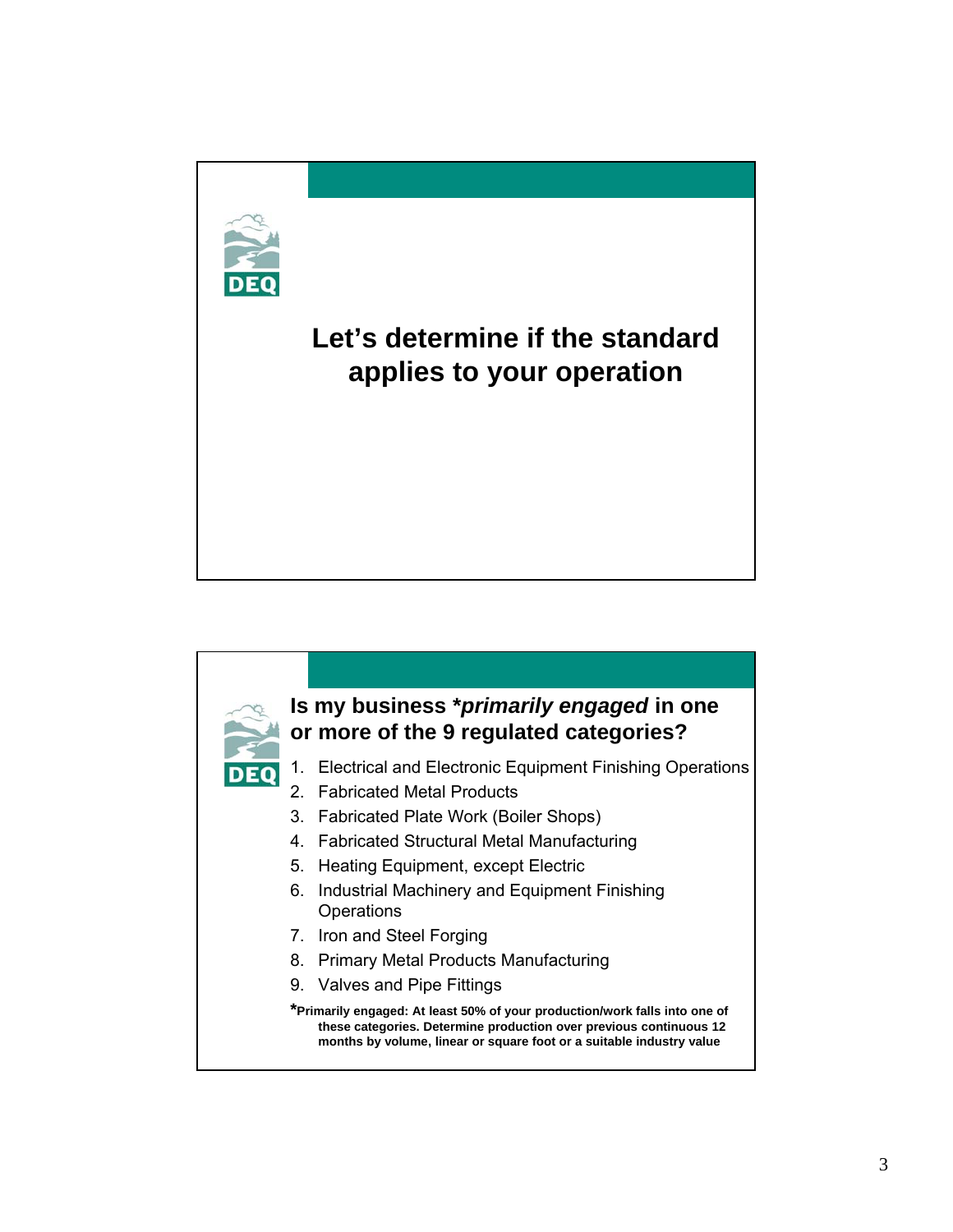## Let's determine if the standard applies to your operation

## Is my business **primarily engaged* in one or more of the 9 regulated categories?

1. Electrical and Electronic Equipment Finishing Operations
2. Fabricated Metal Products
3. Fabricated Plate Work (Boiler Shops)
4. Fabricated Structural Metal Manufacturing
5. Heating Equipment, except Electric
6. Industrial Machinery and Equipment Finishing Operations
7. Iron and Steel Forging
8. Primary Metal Products Manufacturing
9. Valves and Pipe Fittings

***Primarily engaged: At least 50% of your production/work falls into one of these categories. Determine production over previous continuous 12 months by volume, linear or square foot or a suitable industry value**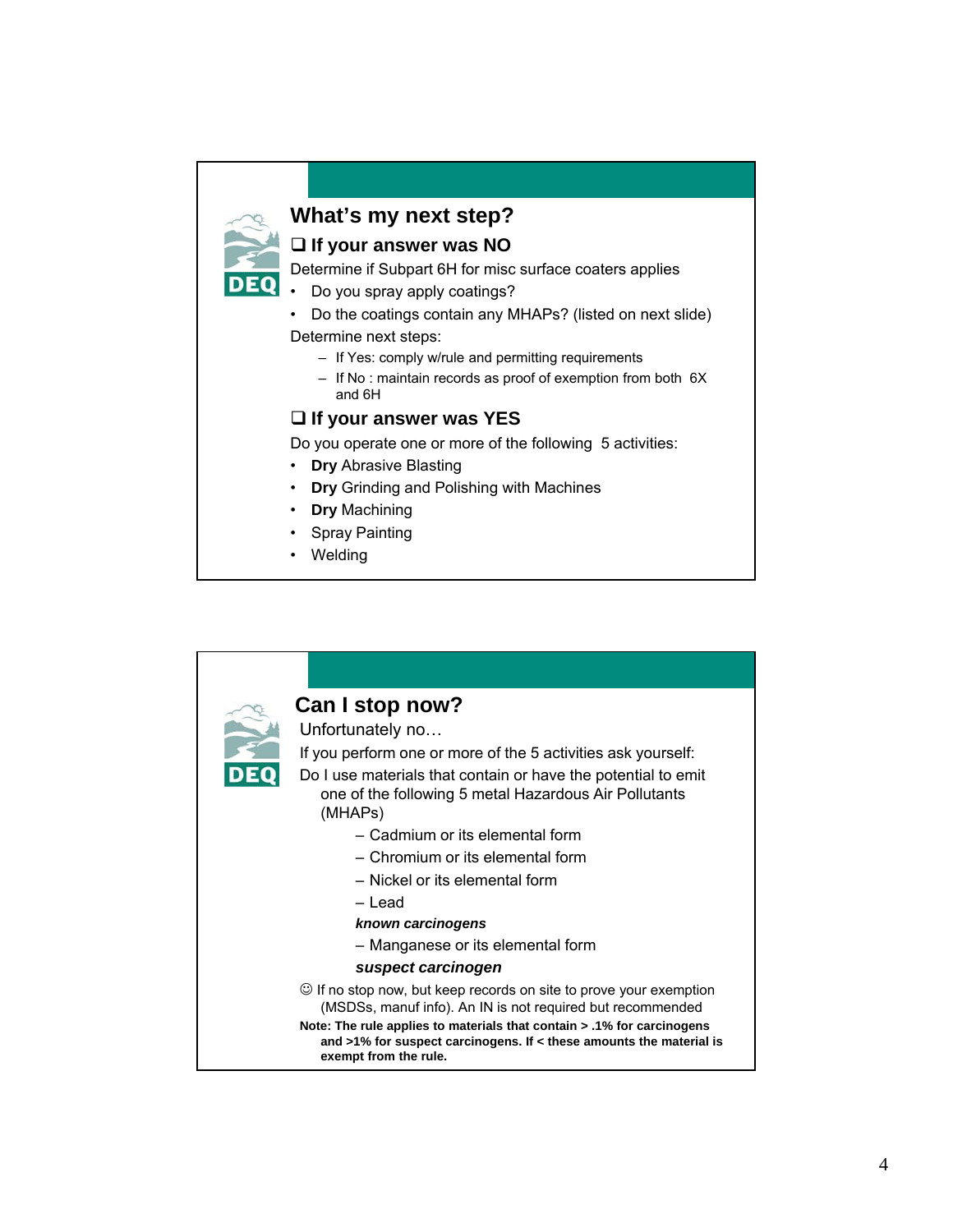## What's my next step?

### ❑ If your answer was NO

Determine if Subpart 6H for misc surface coaters applies

- Do you spray apply coatings?
- Do the coatings contain any MHAPs? (listed on next slide)

Determine next steps:

- If Yes: comply w/rule and permitting requirements
- If No : maintain records as proof of exemption from both 6X and 6H

### ❑ If your answer was YES

Do you operate one or more of the following 5 activities:

- **Dry** Abrasive Blasting
- **Dry** Grinding and Polishing with Machines
- **Dry** Machining
- Spray Painting
- Welding

## Can I stop now?

Unfortunately no…

If you perform one or more of the 5 activities ask yourself:

Do I use materials that contain or have the potential to emit one of the following 5 metal Hazardous Air Pollutants (MHAPs)

- Cadmium or its elemental form
- Chromium or its elemental form
- Nickel or its elemental form
- Lead

***known carcinogens***

- Manganese or its elemental form

***suspect carcinogen***

☺ If no stop now, but keep records on site to prove your exemption (MSDSs, manuf info). An IN is not required but recommended

**Note: The rule applies to materials that contain > .1% for carcinogens and >1% for suspect carcinogens. If < these amounts the material is exempt from the rule.**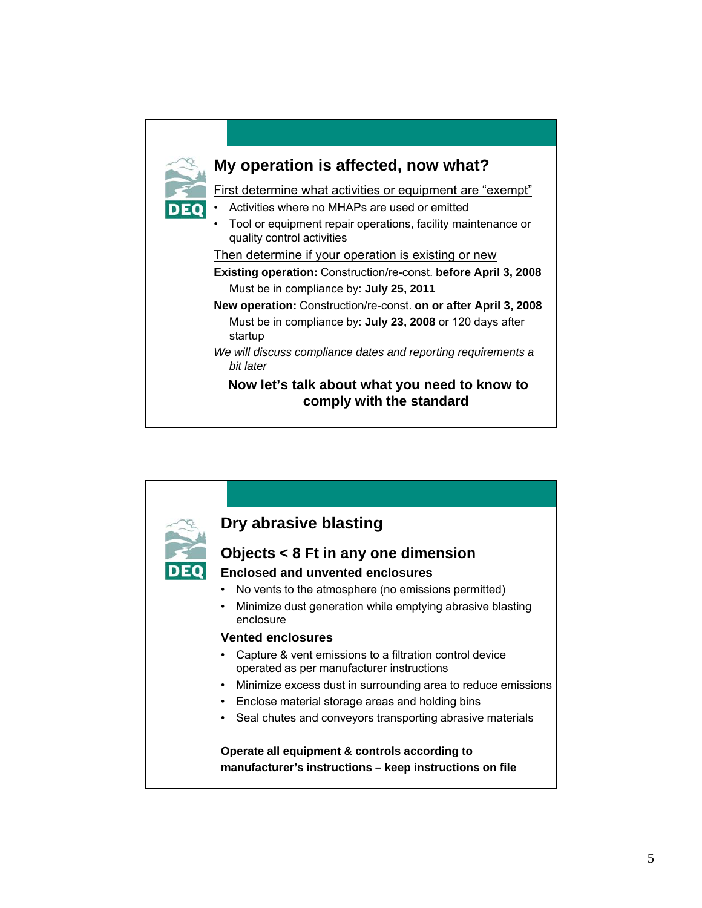## My operation is affected, now what?

First determine what activities or equipment are "exempt"

- Activities where no MHAPs are used or emitted
- Tool or equipment repair operations, facility maintenance or quality control activities

Then determine if your operation is existing or new

**Existing operation:** Construction/re-const. **before April 3, 2008**

Must be in compliance by: **July 25, 2011**

**New operation:** Construction/re-const. **on or after April 3, 2008**

Must be in compliance by: **July 23, 2008** or 120 days after startup

*We will discuss compliance dates and reporting requirements a bit later*

**Now let's talk about what you need to know to comply with the standard**

## Dry abrasive blasting

### Objects < 8 Ft in any one dimension

**Enclosed and unvented enclosures**

- No vents to the atmosphere (no emissions permitted)
- Minimize dust generation while emptying abrasive blasting enclosure

**Vented enclosures**

- Capture & vent emissions to a filtration control device operated as per manufacturer instructions
- Minimize excess dust in surrounding area to reduce emissions
- Enclose material storage areas and holding bins
- Seal chutes and conveyors transporting abrasive materials

**Operate all equipment & controls according to manufacturer's instructions – keep instructions on file**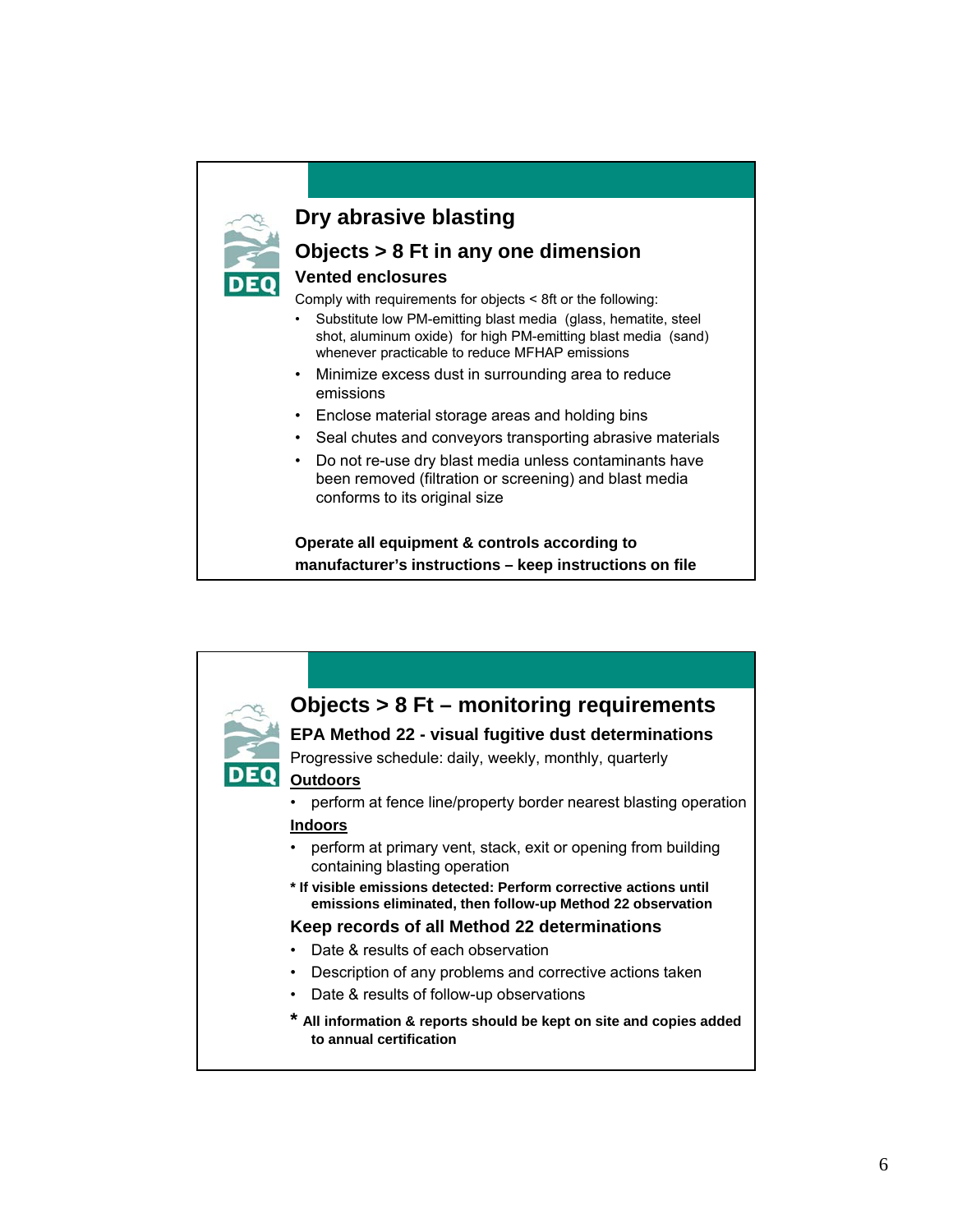## Dry abrasive blasting

### Objects > 8 Ft in any one dimension

**Vented enclosures**

Comply with requirements for objects < 8ft or the following:

- Substitute low PM-emitting blast media (glass, hematite, steel shot, aluminum oxide) for high PM-emitting blast media (sand) whenever practicable to reduce MFHAP emissions
- Minimize excess dust in surrounding area to reduce emissions
- Enclose material storage areas and holding bins
- Seal chutes and conveyors transporting abrasive materials
- Do not re-use dry blast media unless contaminants have been removed (filtration or screening) and blast media conforms to its original size

**Operate all equipment & controls according to manufacturer's instructions – keep instructions on file**

## Objects > 8 Ft – monitoring requirements

**EPA Method 22 - visual fugitive dust determinations**

Progressive schedule: daily, weekly, monthly, quarterly

**Outdoors**

- perform at fence line/property border nearest blasting operation

**Indoors**

- perform at primary vent, stack, exit or opening from building containing blasting operation

**\* If visible emissions detected: Perform corrective actions until emissions eliminated, then follow-up Method 22 observation**

**Keep records of all Method 22 determinations**

- Date & results of each observation
- Description of any problems and corrective actions taken
- Date & results of follow-up observations

**\* All information & reports should be kept on site and copies added to annual certification**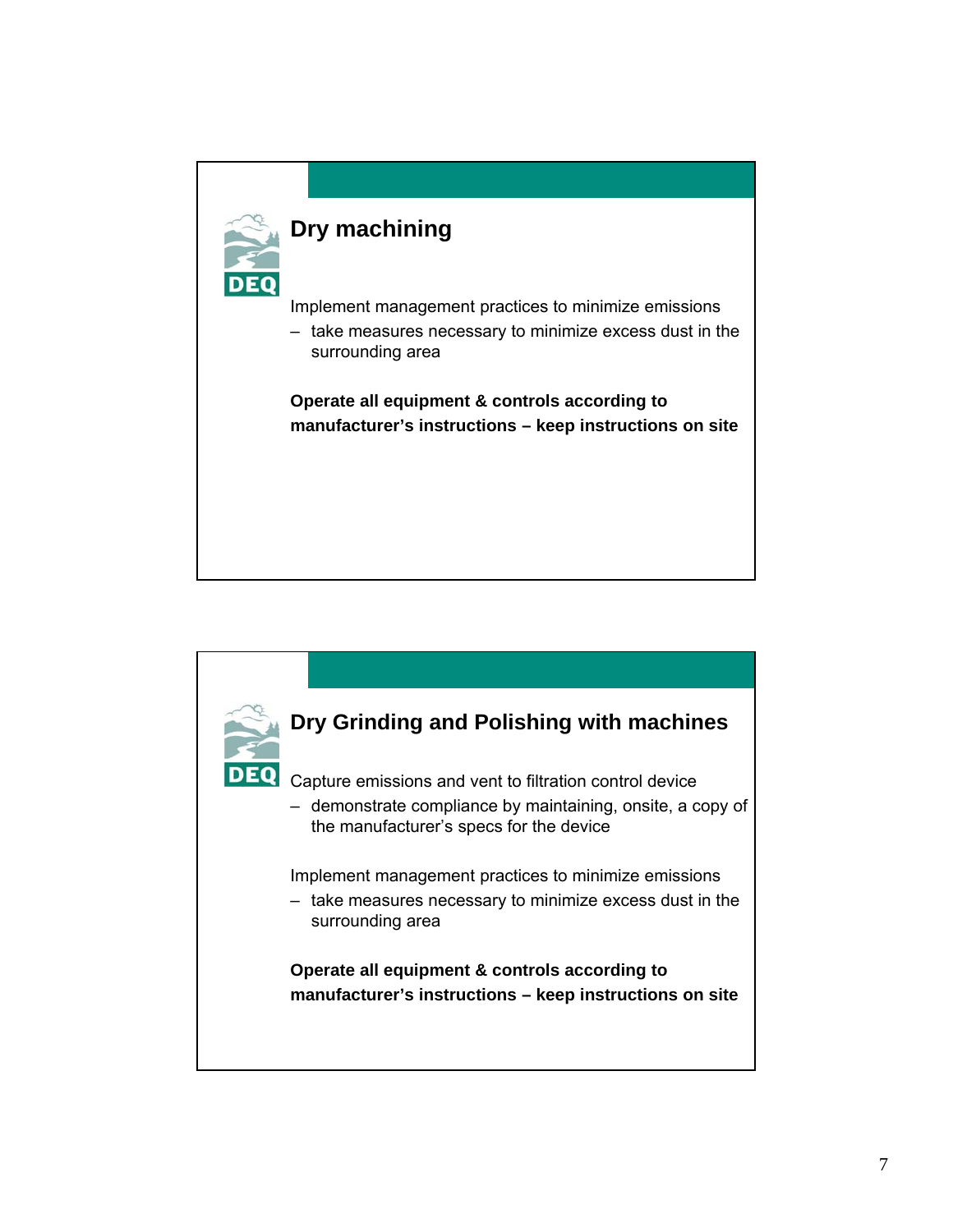## Dry machining

Implement management practices to minimize emissions

- take measures necessary to minimize excess dust in the surrounding area

**Operate all equipment & controls according to manufacturer's instructions – keep instructions on site**

## Dry Grinding and Polishing with machines

Capture emissions and vent to filtration control device

- demonstrate compliance by maintaining, onsite, a copy of the manufacturer's specs for the device

Implement management practices to minimize emissions

- take measures necessary to minimize excess dust in the surrounding area

**Operate all equipment & controls according to manufacturer's instructions – keep instructions on site**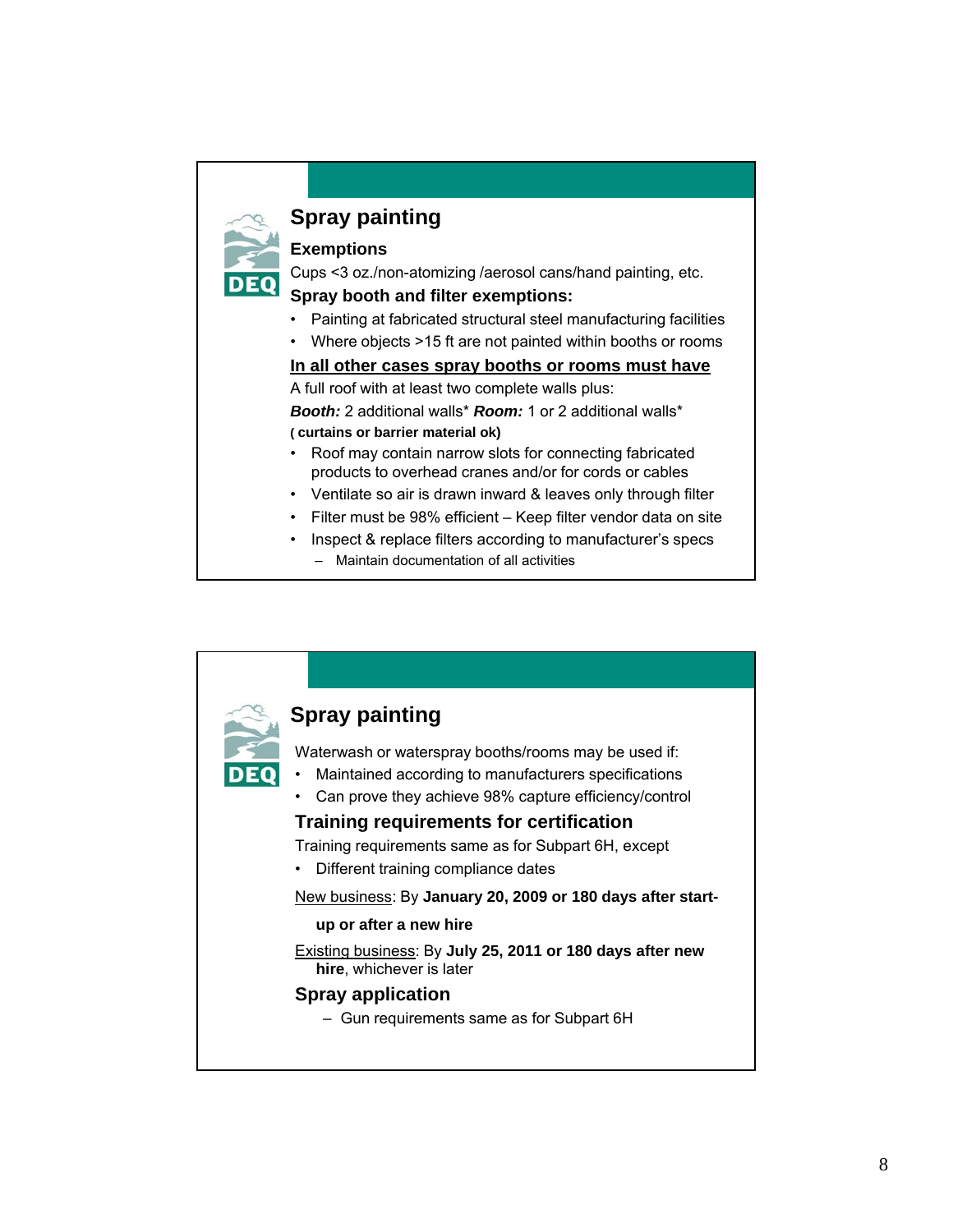## Spray painting

### Exemptions

Cups <3 oz./non-atomizing /aerosol cans/hand painting, etc.

### Spray booth and filter exemptions:

- Painting at fabricated structural steel manufacturing facilities
- Where objects >15 ft are not painted within booths or rooms

**In all other cases spray booths or rooms must have**

A full roof with at least two complete walls plus:

***Booth:*** 2 additional walls* ***Room:*** 1 or 2 additional walls*

**( curtains or barrier material ok)**

- Roof may contain narrow slots for connecting fabricated products to overhead cranes and/or for cords or cables
- Ventilate so air is drawn inward & leaves only through filter
- Filter must be 98% efficient – Keep filter vendor data on site
- Inspect & replace filters according to manufacturer's specs
  - Maintain documentation of all activities

## Spray painting

Waterwash or waterspray booths/rooms may be used if:

- Maintained according to manufacturers specifications
- Can prove they achieve 98% capture efficiency/control

### Training requirements for certification

Training requirements same as for Subpart 6H, except

- Different training compliance dates

New business: By **January 20, 2009 or 180 days after start-up or after a new hire**

Existing business: By **July 25, 2011 or 180 days after new hire**, whichever is later

### Spray application

- Gun requirements same as for Subpart 6H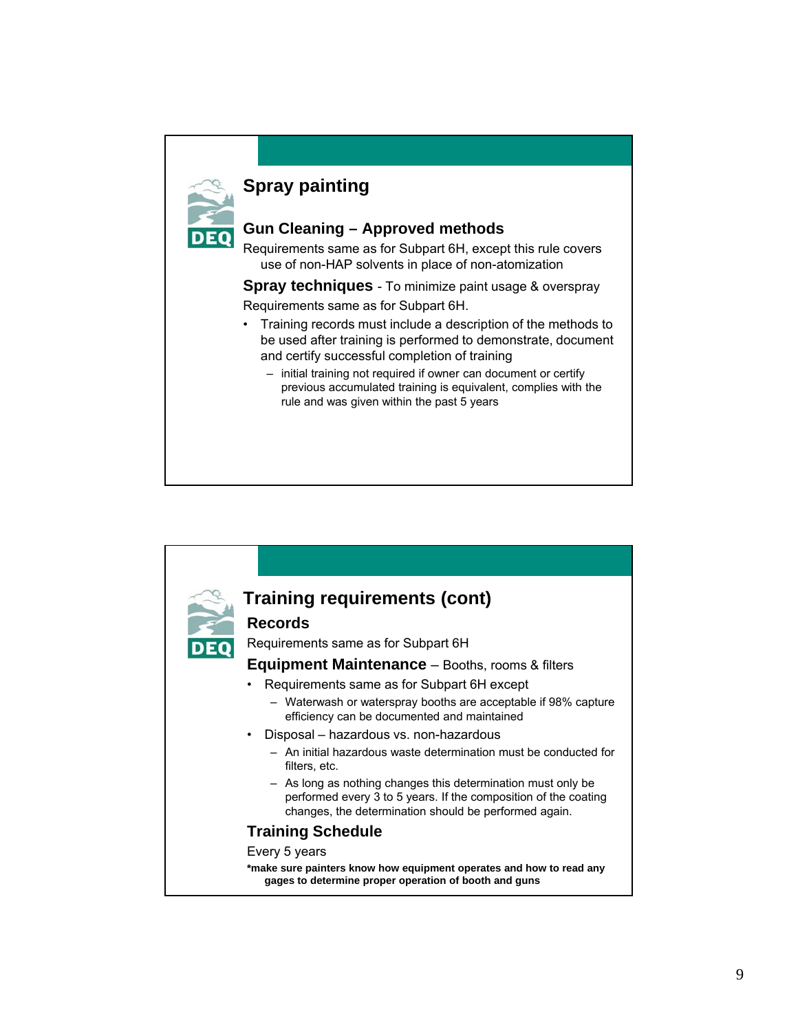## Spray painting

### Gun Cleaning – Approved methods

Requirements same as for Subpart 6H, except this rule covers use of non-HAP solvents in place of non-atomization

**Spray techniques** - To minimize paint usage & overspray

Requirements same as for Subpart 6H.

- Training records must include a description of the methods to be used after training is performed to demonstrate, document and certify successful completion of training
  - initial training not required if owner can document or certify previous accumulated training is equivalent, complies with the rule and was given within the past 5 years

## Training requirements (cont)

### Records

Requirements same as for Subpart 6H

**Equipment Maintenance** – Booths, rooms & filters

- Requirements same as for Subpart 6H except
  - Waterwash or waterspray booths are acceptable if 98% capture efficiency can be documented and maintained
- Disposal – hazardous vs. non-hazardous
  - An initial hazardous waste determination must be conducted for filters, etc.
  - As long as nothing changes this determination must only be performed every 3 to 5 years. If the composition of the coating changes, the determination should be performed again.

### Training Schedule

Every 5 years

**\*make sure painters know how equipment operates and how to read any gages to determine proper operation of booth and guns**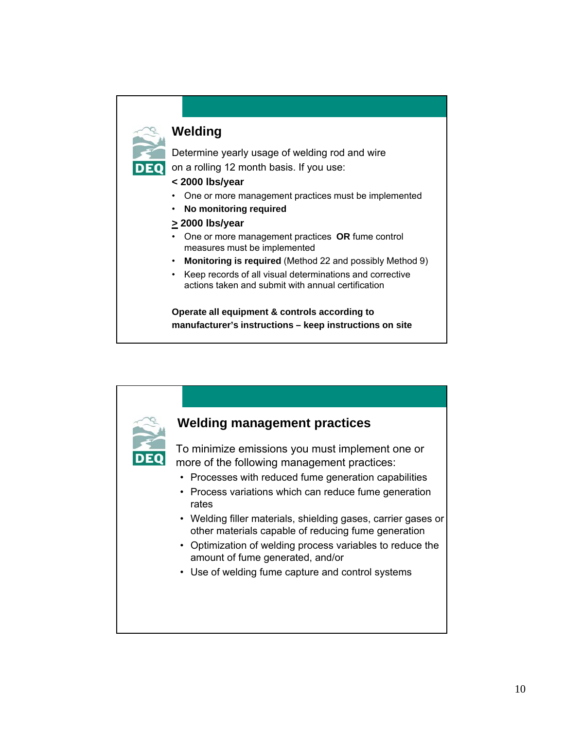## Welding

Determine yearly usage of welding rod and wire on a rolling 12 month basis. If you use:

**< 2000 lbs/year**

- One or more management practices must be implemented
- **No monitoring required**

**≥ 2000 lbs/year**

- One or more management practices **OR** fume control measures must be implemented
- **Monitoring is required** (Method 22 and possibly Method 9)
- Keep records of all visual determinations and corrective actions taken and submit with annual certification

**Operate all equipment & controls according to manufacturer's instructions – keep instructions on site**

## Welding management practices

To minimize emissions you must implement one or more of the following management practices:

- Processes with reduced fume generation capabilities
- Process variations which can reduce fume generation rates
- Welding filler materials, shielding gases, carrier gases or other materials capable of reducing fume generation
- Optimization of welding process variables to reduce the amount of fume generated, and/or
- Use of welding fume capture and control systems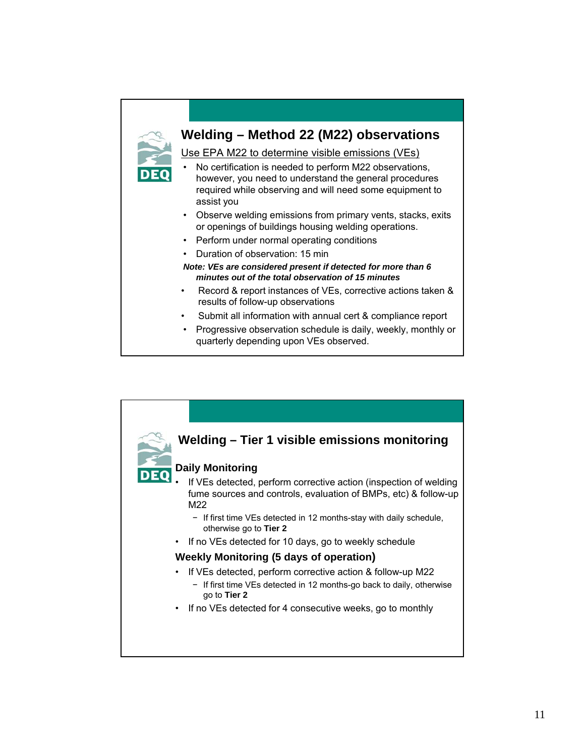## Welding – Method 22 (M22) observations

Use EPA M22 to determine visible emissions (VEs)

- No certification is needed to perform M22 observations, however, you need to understand the general procedures required while observing and will need some equipment to assist you
- Observe welding emissions from primary vents, stacks, exits or openings of buildings housing welding operations.
- Perform under normal operating conditions
- Duration of observation: 15 min

***Note: VEs are considered present if detected for more than 6 minutes out of the total observation of 15 minutes***

- Record & report instances of VEs, corrective actions taken & results of follow-up observations
- Submit all information with annual cert & compliance report
- Progressive observation schedule is daily, weekly, monthly or quarterly depending upon VEs observed.

## Welding – Tier 1 visible emissions monitoring

### Daily Monitoring

- If VEs detected, perform corrective action (inspection of welding fume sources and controls, evaluation of BMPs, etc) & follow-up M22
  - If first time VEs detected in 12 months-stay with daily schedule, otherwise go to **Tier 2**
- If no VEs detected for 10 days, go to weekly schedule

### Weekly Monitoring (5 days of operation)

- If VEs detected, perform corrective action & follow-up M22
  - If first time VEs detected in 12 months-go back to daily, otherwise go to **Tier 2**
- If no VEs detected for 4 consecutive weeks, go to monthly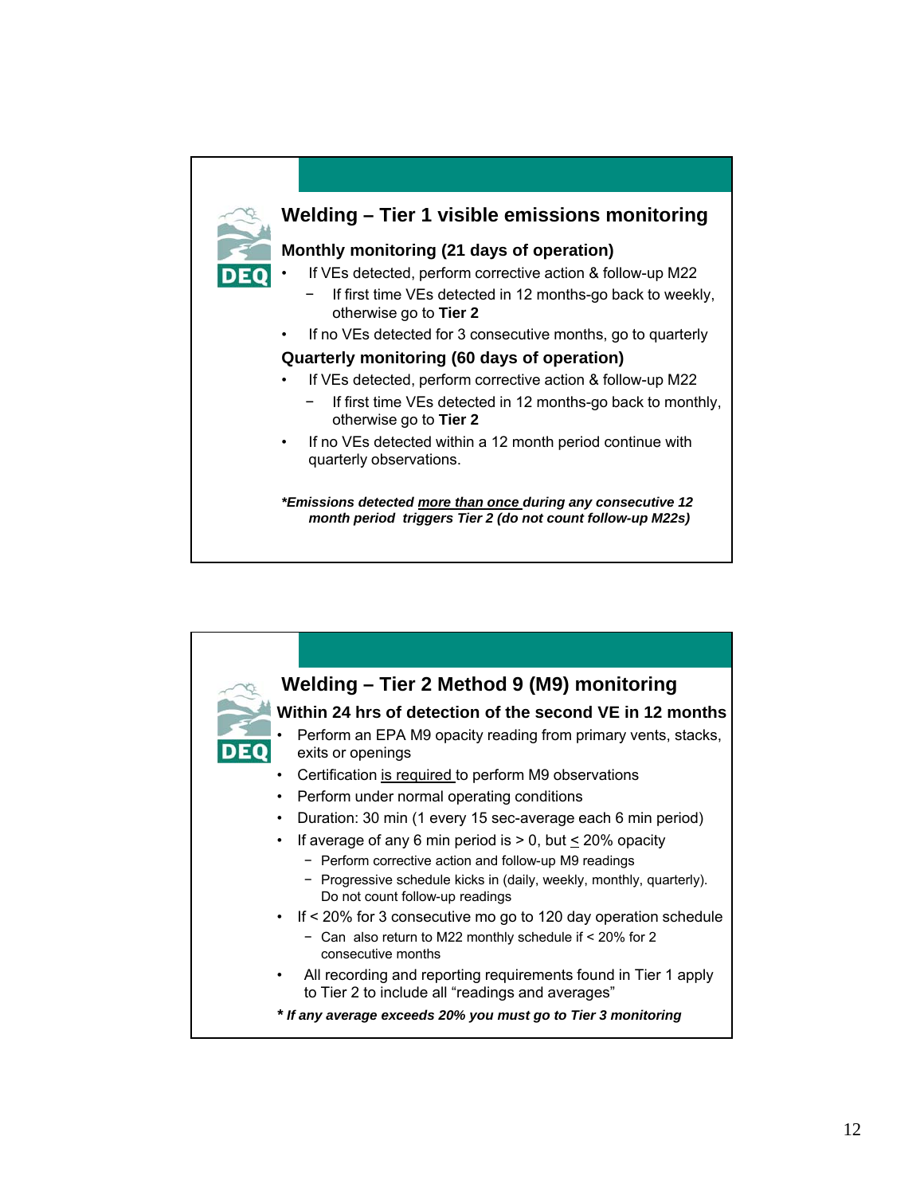## Welding – Tier 1 visible emissions monitoring

**Monthly monitoring (21 days of operation)**

- If VEs detected, perform corrective action & follow-up M22
  - If first time VEs detected in 12 months-go back to weekly, otherwise go to **Tier 2**
- If no VEs detected for 3 consecutive months, go to quarterly

**Quarterly monitoring (60 days of operation)**

- If VEs detected, perform corrective action & follow-up M22
  - If first time VEs detected in 12 months-go back to monthly, otherwise go to **Tier 2**
- If no VEs detected within a 12 month period continue with quarterly observations.

***Emissions detected <u>more than once</u> during any consecutive 12 month period triggers Tier 2 (do not count follow-up M22s)***

## Welding – Tier 2 Method 9 (M9) monitoring

**Within 24 hrs of detection of the second VE in 12 months**

- Perform an EPA M9 opacity reading from primary vents, stacks, exits or openings
- Certification <u>is required</u> to perform M9 observations
- Perform under normal operating conditions
- Duration: 30 min (1 every 15 sec-average each 6 min period)
- If average of any 6 min period is > 0, but ≤ 20% opacity
  - Perform corrective action and follow-up M9 readings
  - Progressive schedule kicks in (daily, weekly, monthly, quarterly). Do not count follow-up readings
- If < 20% for 3 consecutive mo go to 120 day operation schedule
  - Can also return to M22 monthly schedule if < 20% for 2 consecutive months
- All recording and reporting requirements found in Tier 1 apply to Tier 2 to include all "readings and averages"

***\* If any average exceeds 20% you must go to Tier 3 monitoring***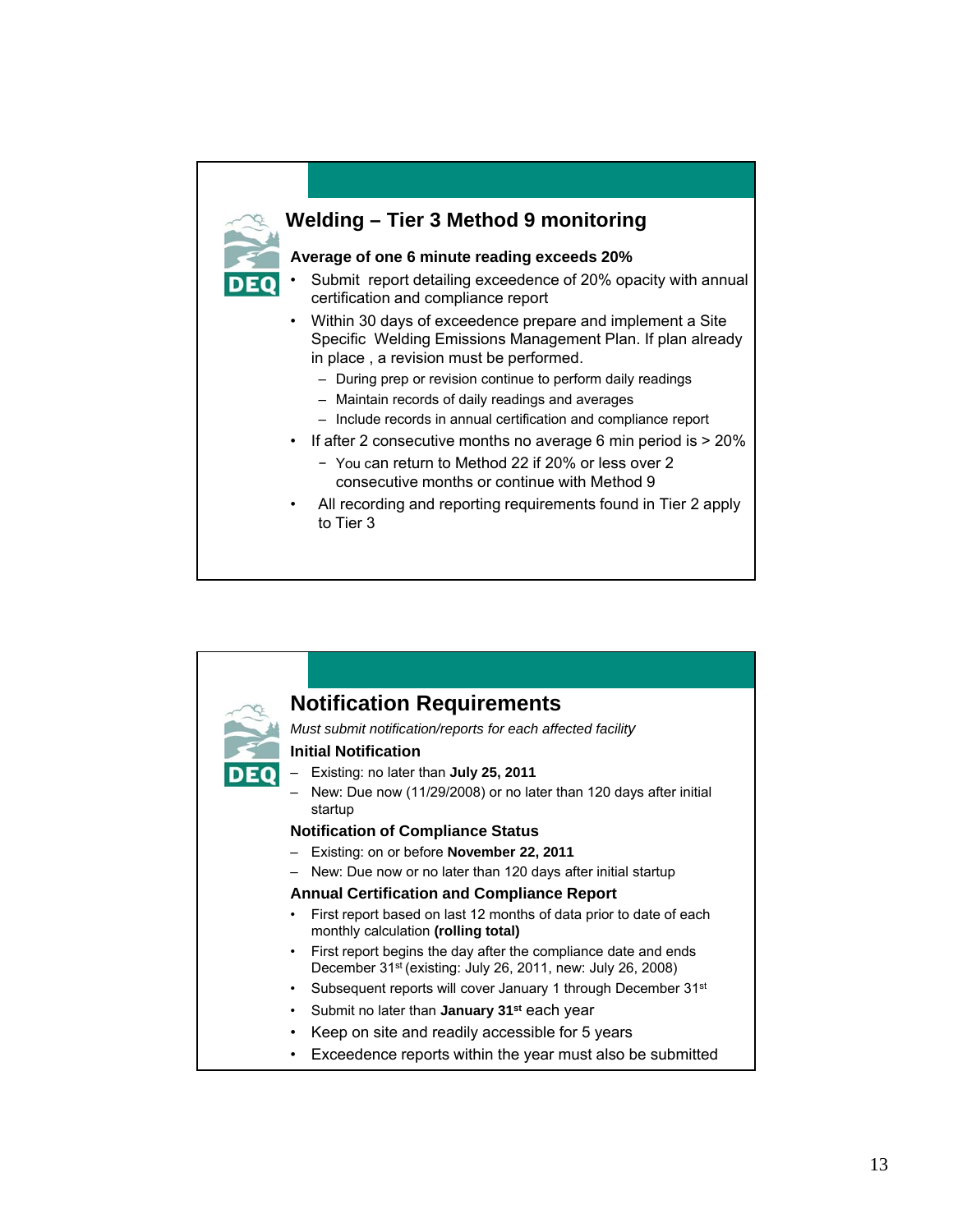## Welding – Tier 3 Method 9 monitoring

**Average of one 6 minute reading exceeds 20%**

- Submit report detailing exceedence of 20% opacity with annual certification and compliance report
- Within 30 days of exceedence prepare and implement a Site Specific Welding Emissions Management Plan. If plan already in place , a revision must be performed.
  - During prep or revision continue to perform daily readings
  - Maintain records of daily readings and averages
  - Include records in annual certification and compliance report
- If after 2 consecutive months no average 6 min period is > 20%
  - You can return to Method 22 if 20% or less over 2 consecutive months or continue with Method 9
- All recording and reporting requirements found in Tier 2 apply to Tier 3

## Notification Requirements

*Must submit notification/reports for each affected facility*

**Initial Notification**

- Existing: no later than **July 25, 2011**
- New: Due now (11/29/2008) or no later than 120 days after initial startup

**Notification of Compliance Status**

- Existing: on or before **November 22, 2011**
- New: Due now or no later than 120 days after initial startup

**Annual Certification and Compliance Report**

- First report based on last 12 months of data prior to date of each monthly calculation **(rolling total)**
- First report begins the day after the compliance date and ends December 31st (existing: July 26, 2011, new: July 26, 2008)
- Subsequent reports will cover January 1 through December 31st
- Submit no later than **January 31st** each year
- Keep on site and readily accessible for 5 years
- Exceedence reports within the year must also be submitted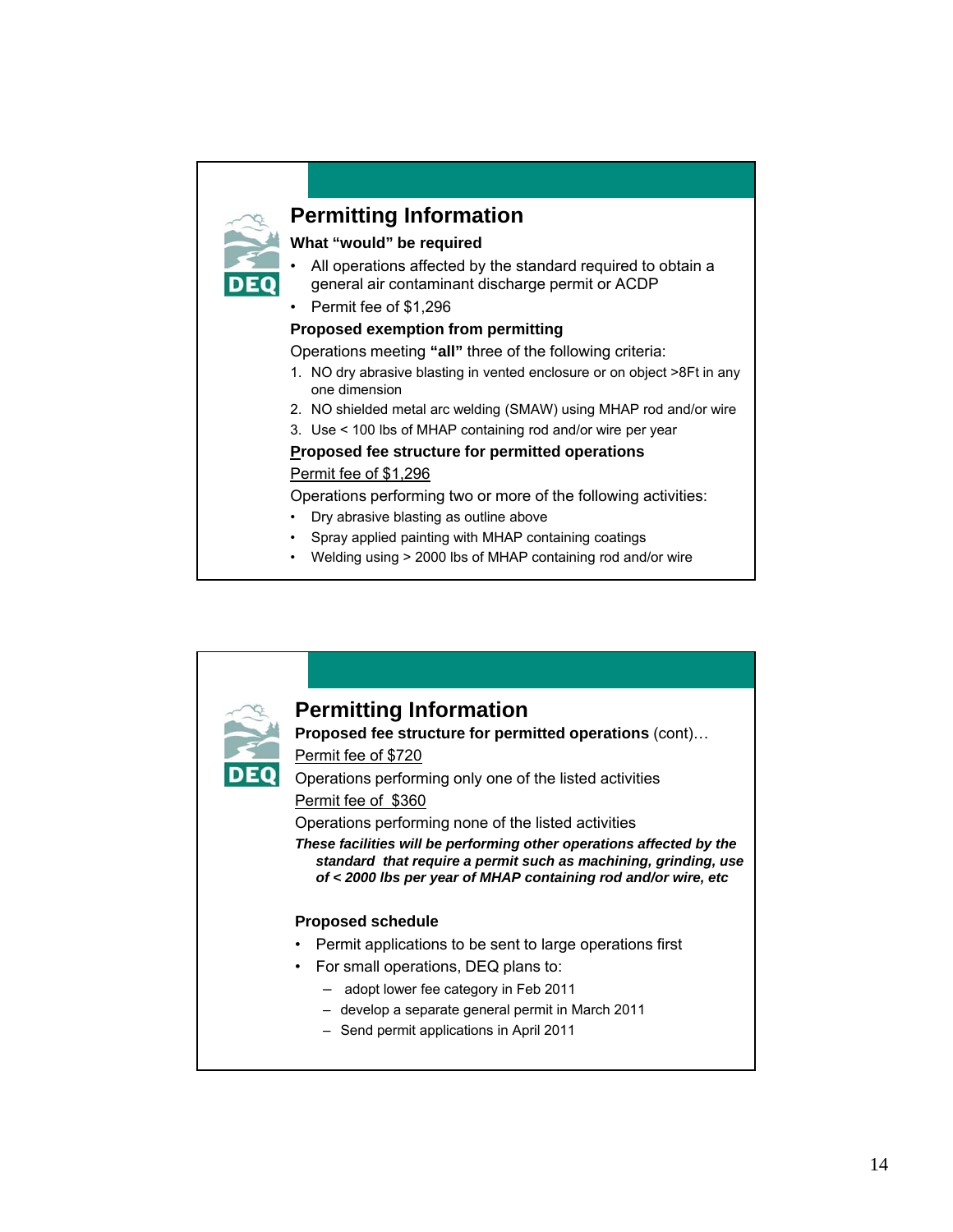## Permitting Information

**What "would" be required**

- All operations affected by the standard required to obtain a general air contaminant discharge permit or ACDP
- Permit fee of $1,296

**Proposed exemption from permitting**

Operations meeting **"all"** three of the following criteria:

1. NO dry abrasive blasting in vented enclosure or on object >8Ft in any one dimension
2. NO shielded metal arc welding (SMAW) using MHAP rod and/or wire
3. Use < 100 lbs of MHAP containing rod and/or wire per year

**Proposed fee structure for permitted operations**

Permit fee of $1,296

Operations performing two or more of the following activities:

- Dry abrasive blasting as outline above
- Spray applied painting with MHAP containing coatings
- Welding using > 2000 lbs of MHAP containing rod and/or wire

## Permitting Information

**Proposed fee structure for permitted operations** (cont)…

Permit fee of $720

Operations performing only one of the listed activities

Permit fee of $360

Operations performing none of the listed activities

***These facilities will be performing other operations affected by the standard that require a permit such as machining, grinding, use of < 2000 lbs per year of MHAP containing rod and/or wire, etc***

**Proposed schedule**

- Permit applications to be sent to large operations first
- For small operations, DEQ plans to:
  - adopt lower fee category in Feb 2011
  - develop a separate general permit in March 2011
  - Send permit applications in April 2011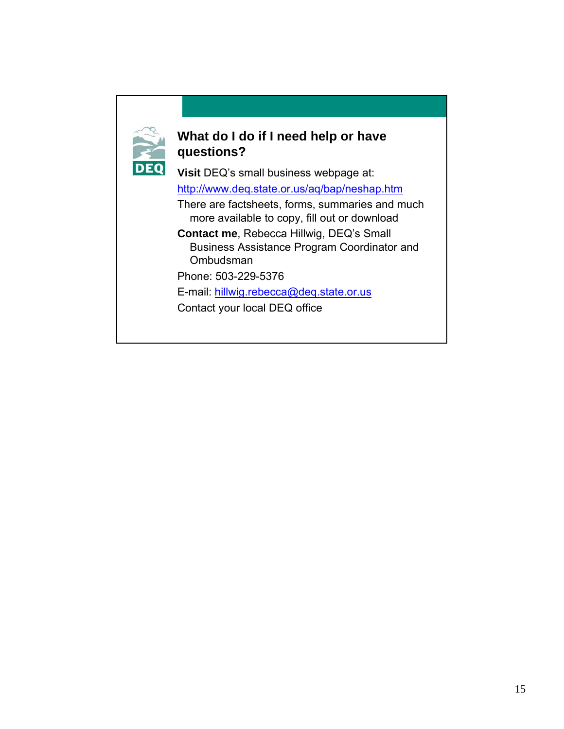## What do I do if I need help or have questions?

**Visit** DEQ's small business webpage at:

http://www.deq.state.or.us/aq/bap/neshap.htm

There are factsheets, forms, summaries and much more available to copy, fill out or download

**Contact me**, Rebecca Hillwig, DEQ's Small Business Assistance Program Coordinator and Ombudsman

Phone: 503-229-5376

E-mail: hillwig.rebecca@deq.state.or.us

Contact your local DEQ office